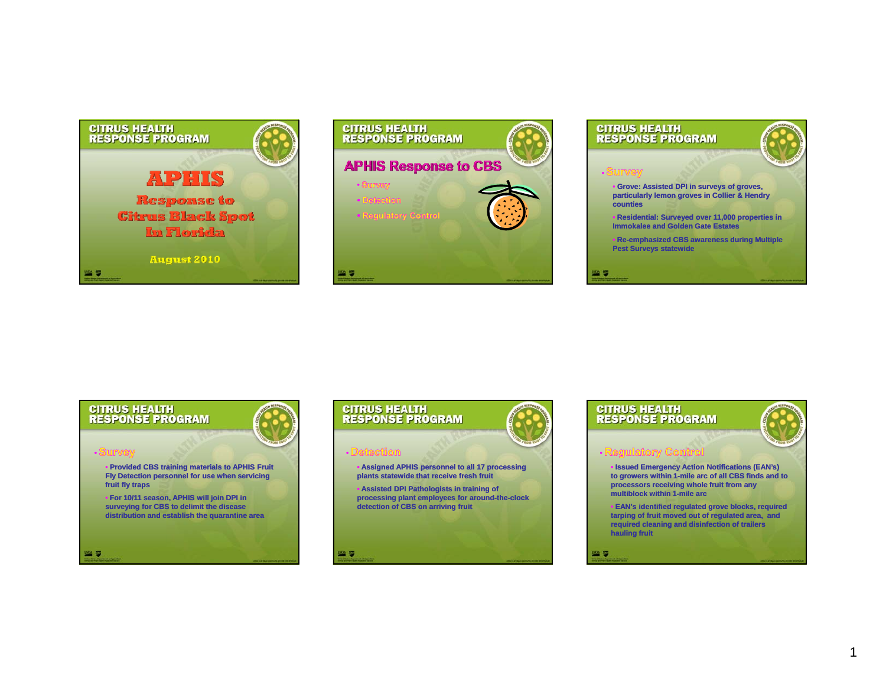# APHIS Response to Citrus Black Spot In Florida

August 2010

## APHIS Response to CBS

- Survey
- Detection
- Regulatory Control

## Survey

- Grove: Assisted DPI in surveys of groves, particularly lemon groves in Collier & Hendry counties
- Residential: Surveyed over 11,000 properties in Immokalee and Golden Gate Estates
- Re-emphasized CBS awareness during Multiple Pest Surveys statewide

## Survey

- Provided CBS training materials to APHIS Fruit Fly Detection personnel for use when servicing fruit fly traps
- For 10/11 season, APHIS will join DPI in surveying for CBS to delimit the disease distribution and establish the quarantine area

## Detection

- Assigned APHIS personnel to all 17 processing plants statewide that receive fresh fruit
- Assisted DPI Pathologists in training of processing plant employees for around-the-clock detection of CBS on arriving fruit

## Regulatory Control

- Issued Emergency Action Notifications (EAN's) to growers within 1-mile arc of all CBS finds and to processors receiving whole fruit from any multiblock within 1-mile arc
- EAN's identified regulated grove blocks, required tarping of fruit moved out of regulated area, and required cleaning and disinfection of trailers hauling fruit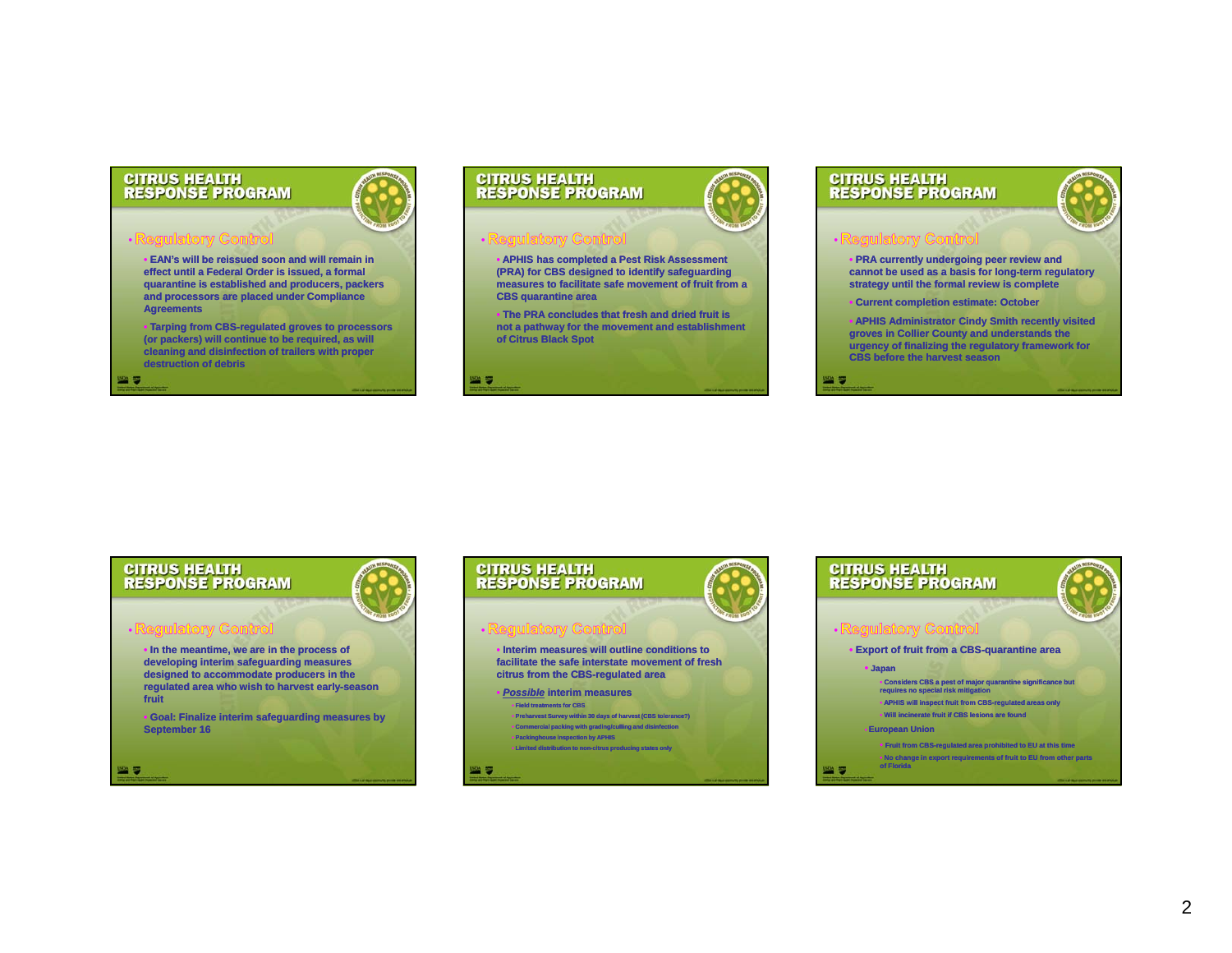## CITRUS HEALTH RESPONSE PROGRAM

### Regulatory Control

- EAN's will be reissued soon and will remain in effect until a Federal Order is issued, a formal quarantine is established and producers, packers and processors are placed under Compliance Agreements
- Tarping from CBS-regulated groves to processors (or packers) will continue to be required, as will cleaning and disinfection of trailers with proper destruction of debris

## CITRUS HEALTH RESPONSE PROGRAM

### Regulatory Control

- APHIS has completed a Pest Risk Assessment (PRA) for CBS designed to identify safeguarding measures to facilitate safe movement of fruit from a CBS quarantine area
- The PRA concludes that fresh and dried fruit is not a pathway for the movement and establishment of Citrus Black Spot

## CITRUS HEALTH RESPONSE PROGRAM

### Regulatory Control

- PRA currently undergoing peer review and cannot be used as a basis for long-term regulatory strategy until the formal review is complete
- Current completion estimate: October
- APHIS Administrator Cindy Smith recently visited groves in Collier County and understands the urgency of finalizing the regulatory framework for CBS before the harvest season

## CITRUS HEALTH RESPONSE PROGRAM

### Regulatory Control

- In the meantime, we are in the process of developing interim safeguarding measures designed to accommodate producers in the regulated area who wish to harvest early-season fruit
- Goal: Finalize interim safeguarding measures by September 16

## CITRUS HEALTH RESPONSE PROGRAM

### Regulatory Control

- Interim measures will outline conditions to facilitate the safe interstate movement of fresh citrus from the CBS-regulated area
- ***Possible*** interim measures
  - Field treatments for CBS
  - Preharvest Survey within 30 days of harvest (CBS tolerance?)
  - Commercial packing with grading/culling and disinfection
  - Packinghouse inspection by APHIS
  - Limited distribution to non-citrus producing states only

## CITRUS HEALTH RESPONSE PROGRAM

### Regulatory Control

- Export of fruit from a CBS-quarantine area
  - Japan
    - Considers CBS a pest of major quarantine significance but requires no special risk mitigation
    - APHIS will inspect fruit from CBS-regulated areas only
    - Will incinerate fruit if CBS lesions are found
  - European Union
    - Fruit from CBS-regulated area prohibited to EU at this time
    - No change in export requirements of fruit to EU from other parts of Florida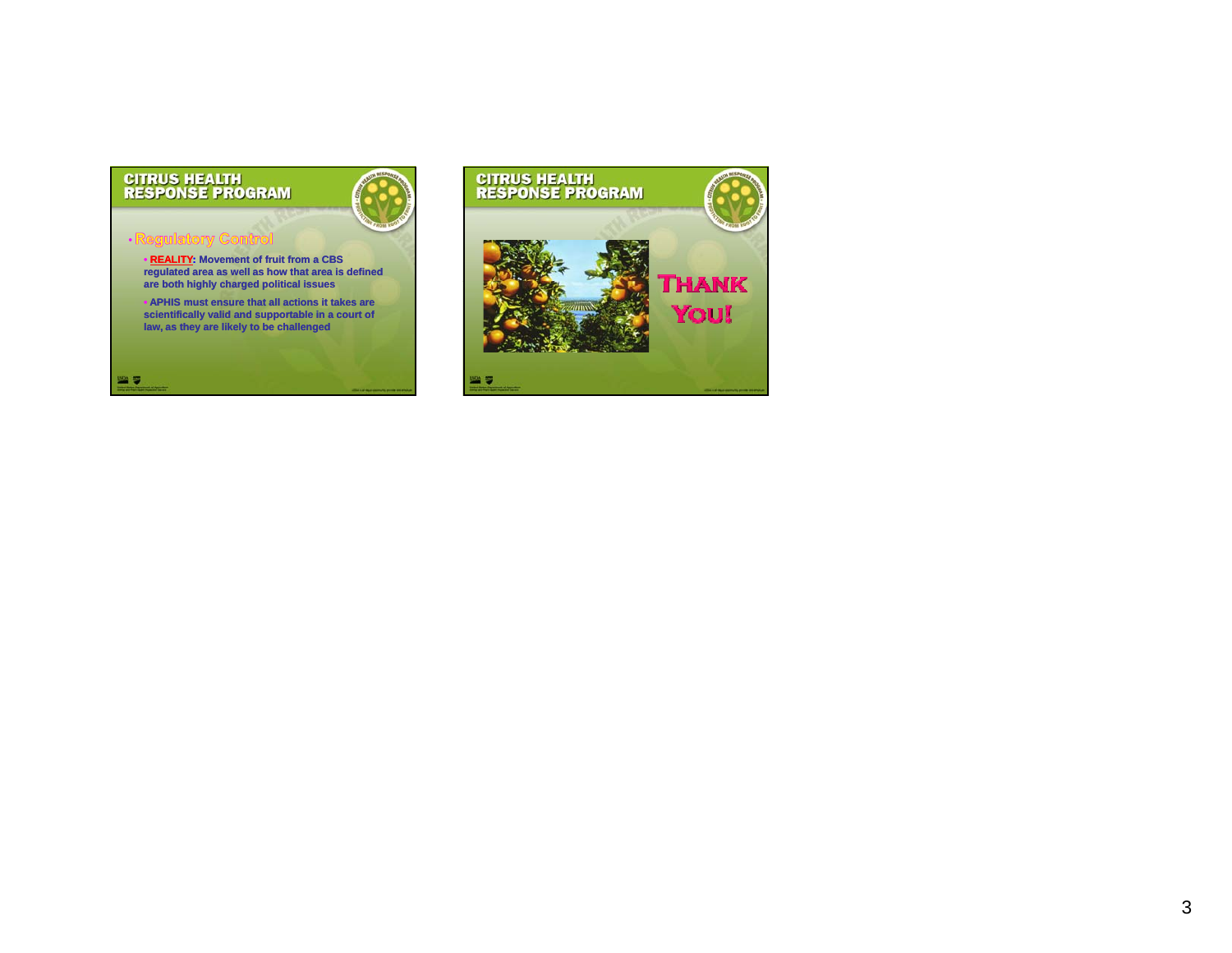## CITRUS HEALTH RESPONSE PROGRAM

- Regulatory Control
  - **REALITY: Movement of fruit from a CBS regulated area as well as how that area is defined are both highly charged political issues**
  - **APHIS must ensure that all actions it takes are scientifically valid and supportable in a court of law, as they are likely to be challenged**

## CITRUS HEALTH RESPONSE PROGRAM

THANK YOU!